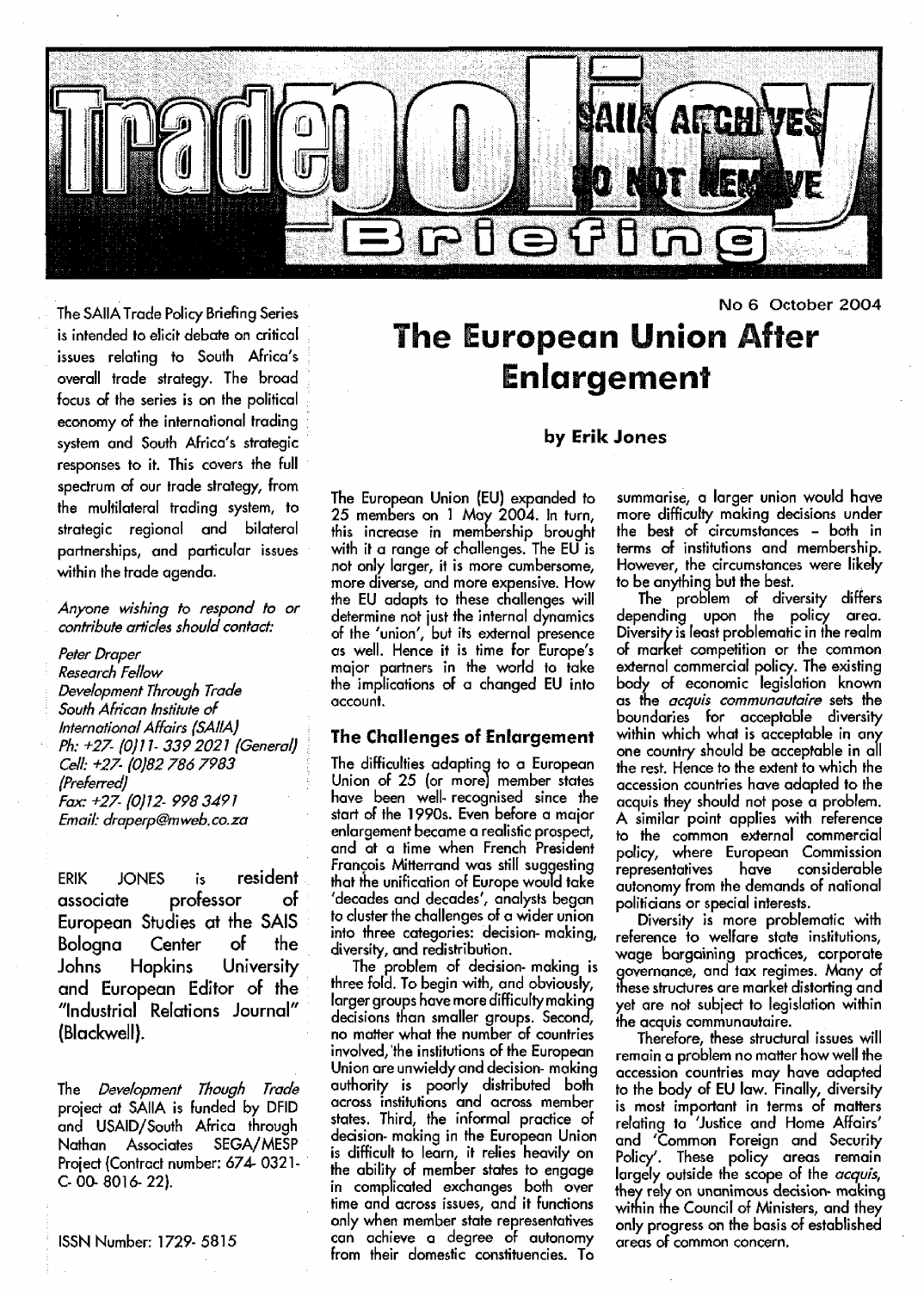# Trade policy Briefing

No 6 October 2004

# The European Union After Enlargement

**by Erik Jones**

The SAIIA Trade Policy Briefing Series is intended to elicit debate on critical issues relating to South Africa's overall trade strategy. The broad focus of the series is on the political economy of the international trading system and South Africa's strategic responses to it. This covers the full spectrum of our trade strategy, from the multilateral trading system, to strategic regional and bilateral partnerships, and particular issues within the trade agenda.

*Anyone wishing to respond to or contribute articles should contact:*

*Peter Draper*
*Research Fellow*
*Development Through Trade*
*South African Institute of International Affairs (SAIIA)*
*Ph: +27- (0)11- 339 2021 (General)*
*Cell: +27- (0)82 786 7983 (Preferred)*
*Fax: +27- (0)12- 998 3491*
*Email: draperp@mweb.co.za*

**ERIK JONES is resident associate professor of European Studies at the SAIS Bologna Center of the Johns Hopkins University and European Editor of the "Industrial Relations Journal" (Blackwell).**

The *Development Though Trade* project at SAIIA is funded by DFID and USAID/South Africa through Nathan Associates SEGA/MESP Project (Contract number: 674- 0321- C- 00- 8016- 22).

ISSN Number: 1729- 5815

The European Union (EU) expanded to 25 members on 1 May 2004. In turn, this increase in membership brought with it a range of challenges. The EU is not only larger, it is more cumbersome, more diverse, and more expensive. How the EU adapts to these challenges will determine not just the internal dynamics of the 'union', but its external presence as well. Hence it is time for Europe's major partners in the world to take the implications of a changed EU into account.

## The Challenges of Enlargement

The difficulties adapting to a European Union of 25 (or more) member states have been well- recognised since the start of the 1990s. Even before a major enlargement became a realistic prospect, and at a time when French President François Mitterrand was still suggesting that the unification of Europe would take 'decades and decades', analysts began to cluster the challenges of a wider union into three categories: decision- making, diversity, and redistribution.

The problem of decision- making is three fold. To begin with, and obviously, larger groups have more difficulty making decisions than smaller groups. Second, no matter what the number of countries involved, the institutions of the European Union are unwieldy and decision- making authority is poorly distributed both across institutions and across member states. Third, the informal practice of decision- making in the European Union is difficult to learn, it relies heavily on the ability of member states to engage in complicated exchanges both over time and across issues, and it functions only when member state representatives can achieve a degree of autonomy from their domestic constituencies. To summarise, a larger union would have more difficulty making decisions under the best of circumstances – both in terms of institutions and membership. However, the circumstances were likely to be anything but the best.

The problem of diversity differs depending upon the policy area. Diversity is least problematic in the realm of market competition or the common external commercial policy. The existing body of economic legislation known as the *acquis communautaire* sets the boundaries for acceptable diversity within which what is acceptable in any one country should be acceptable in all the rest. Hence to the extent to which the accession countries have adapted to the acquis they should not pose a problem. A similar point applies with reference to the common external commercial policy, where European Commission representatives have considerable autonomy from the demands of national politicians or special interests.

Diversity is more problematic with reference to welfare state institutions, wage bargaining practices, corporate governance, and tax regimes. Many of these structures are market distorting and yet are not subject to legislation within the acquis communautaire.

Therefore, these structural issues will remain a problem no matter how well the accession countries may have adapted to the body of EU law. Finally, diversity is most important in terms of matters relating to 'Justice and Home Affairs' and 'Common Foreign and Security Policy'. These policy areas remain largely outside the scope of the *acquis*, they rely on unanimous decision- making within the Council of Ministers, and they only progress on the basis of established areas of common concern.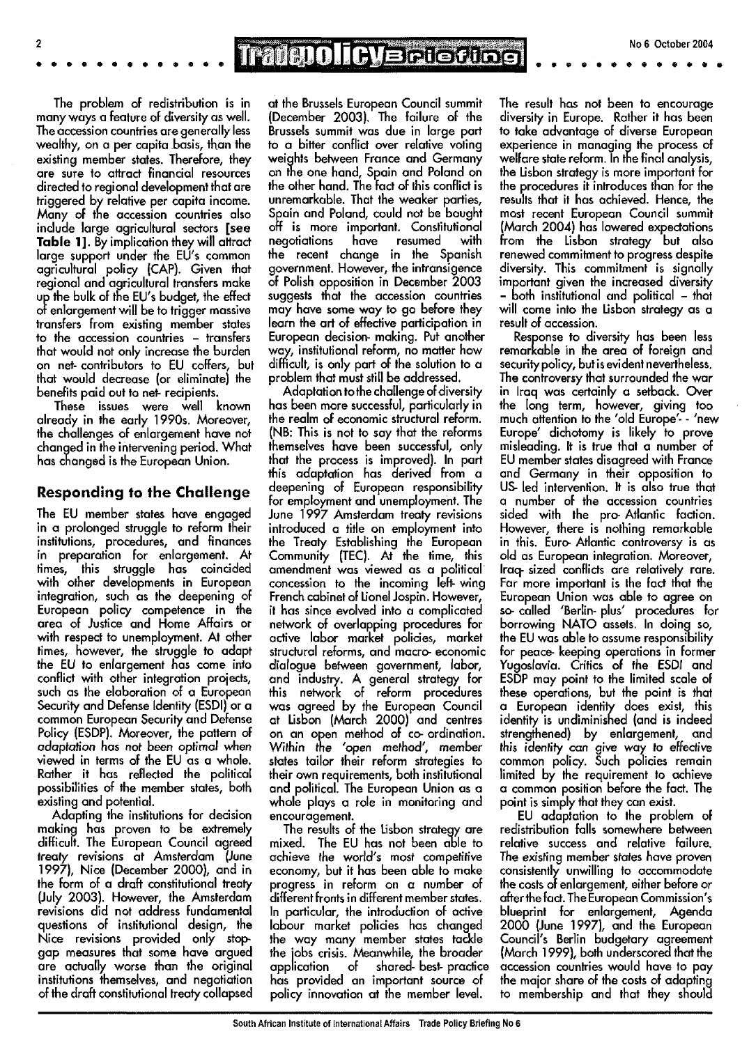The problem of redistribution is in many ways a feature of diversity as well. The accession countries are generally less wealthy, on a per capita basis, than the existing member states. Therefore, they are sure to attract financial resources directed to regional development that are triggered by relative per capita income. Many of the accession countries also include large agricultural sectors **[see Table 1]**. By implication they will attract large support under the EU's common agricultural policy (CAP). Given that regional and agricultural transfers make up the bulk of the EU's budget, the effect of enlargement will be to trigger massive transfers from existing member states to the accession countries – transfers that would not only increase the burden on net- contributors to EU coffers, but that would decrease (or eliminate) the benefits paid out to net- recipients.

These issues were well known already in the early 1990s. Moreover, the challenges of enlargement have not changed in the intervening period. What has changed is the European Union.

## Responding to the Challenge

The EU member states have engaged in a prolonged struggle to reform their institutions, procedures, and finances in preparation for enlargement. At times, this struggle has coincided with other developments in European integration, such as the deepening of European policy competence in the area of Justice and Home Affairs or with respect to unemployment. At other times, however, the struggle to adapt the EU to enlargement has come into conflict with other integration projects, such as the elaboration of a European Security and Defense Identity (ESDI) or a common European Security and Defense Policy (ESDP). Moreover, the pattern of *adaptation has not been optimal* when viewed in terms of the EU as a whole. Rather it has reflected the political possibilities of the member states, both existing and potential.

Adapting the institutions for decision making has proven to be extremely difficult. The European Council agreed treaty revisions at Amsterdam (June 1997), Nice (December 2000), and in the form of a draft constitutional treaty (July 2003). However, the Amsterdam revisions did not address fundamental questions of institutional design, the Nice revisions provided only stop-gap measures that some have argued are actually worse than the original institutions themselves, and negotiation of the draft constitutional treaty collapsed at the Brussels European Council summit (December 2003). The failure of the Brussels summit was due in large part to a bitter conflict over relative voting weights between France and Germany on the one hand, Spain and Poland on the other hand. The fact of this conflict is unremarkable. That the weaker parties, Spain and Poland, could not be bought off is more important. Constitutional negotiations have resumed with the recent change in the Spanish government. However, the intransigence of Polish opposition in December 2003 suggests that the accession countries may have some way to go before they learn the art of effective participation in European decision- making. Put another way, institutional reform, no matter how difficult, is only part of the solution to a problem that must still be addressed.

Adaptation to the challenge of diversity has been more successful, particularly in the realm of economic structural reform. (NB: This is not to say that the reforms themselves have been successful, only that the process is improved). In part this adaptation has derived from a deepening of European responsibility for employment and unemployment. The June 1997 Amsterdam treaty revisions introduced a title on employment into the Treaty Establishing the European Community (TEC). At the time, this amendment was viewed as a political concession to the incoming left- wing French cabinet of Lionel Jospin. However, it has since evolved into a complicated network of overlapping procedures for active labor market policies, market structural reforms, and macro- economic dialogue between government, labor, and industry. A general strategy for this network of reform procedures was agreed by the European Council at Lisbon (March 2000) and centres on an open method of co- ordination. Within the 'open method', member states tailor their reform strategies to their own requirements, both institutional and political. The European Union as a whole plays a role in monitoring and encouragement.

The results of the Lisbon strategy are mixed. The EU has not been able to achieve the world's most competitive economy, but it has been able to make progress in reform on a number of different fronts in different member states. In particular, the introduction of active labour market policies has changed the way many member states tackle the jobs crisis. Meanwhile, the broader application of shared- best- practice has provided an important source of policy innovation at the member level. The result has not been to encourage diversity in Europe. Rather it has been to take advantage of diverse European experience in managing the process of welfare state reform. In the final analysis, the Lisbon strategy is more important for the procedures it introduces than for the results that it has achieved. Hence, the most recent European Council summit (March 2004) has lowered expectations from the Lisbon strategy but also renewed commitment to progress despite diversity. This commitment is signally important given the increased diversity – both institutional and political – that will come into the Lisbon strategy as a result of accession.

Response to diversity has been less remarkable in the area of foreign and security policy, but is evident nevertheless. The controversy that surrounded the war in Iraq was certainly a setback. Over the long term, however, giving too much attention to the 'old Europe'- - 'new Europe' dichotomy is likely to prove misleading. It is true that a number of EU member states disagreed with France and Germany in their opposition to US- led intervention. It is also true that a number of the accession countries sided with the pro- Atlantic faction. However, there is nothing remarkable in this. Euro- Atlantic controversy is as old as European integration. Moreover, Iraq- sized conflicts are relatively rare. Far more important is the fact that the European Union was able to agree on so- called 'Berlin- plus' procedures for borrowing NATO assets. In doing so, the EU was able to assume responsibility for peace- keeping operations in former Yugoslavia. Critics of the ESDI and ESDP may point to the limited scale of these operations, but the point is that a European identity does exist, this identity is undiminished (and is indeed strengthened) by enlargement, and this identity can give way to effective common policy. Such policies remain limited by the requirement to achieve a common position before the fact. The point is simply that they can exist.

EU adaptation to the problem of redistribution falls somewhere between relative success and relative failure. The existing member states have proven consistently unwilling to accommodate the costs of enlargement, either before or after the fact. The European Commission's blueprint for enlargement, Agenda 2000 (June 1997), and the European Council's Berlin budgetary agreement (March 1999), both underscored that the accession countries would have to pay the major share of the costs of adapting to membership and that they should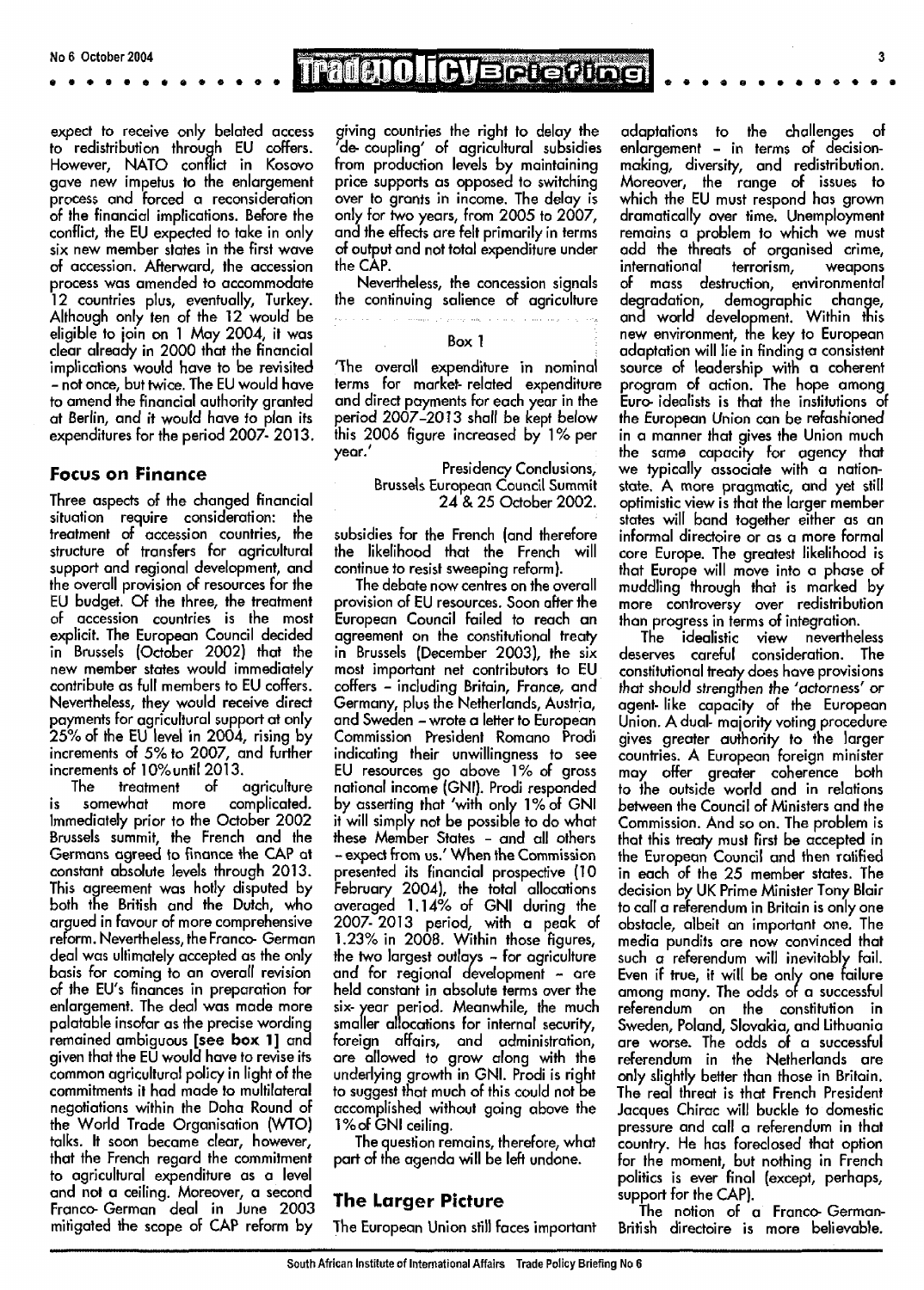expect to receive only belated access to redistribution through EU coffers. However, NATO conflict in Kosovo gave new impetus to the enlargement process and forced a reconsideration of the financial implications. Before the conflict, the EU expected to take in only six new member states in the first wave of accession. Afterward, the accession process was amended to accommodate 12 countries plus, eventually, Turkey. Although only ten of the 12 would be eligible to join on 1 May 2004, it was clear already in 2000 that the financial implications would have to be revisited – not once, but twice. The EU would have to amend the financial authority granted at Berlin, and it would have to plan its expenditures for the period 2007- 2013.

## Focus on Finance

Three aspects of the changed financial situation require consideration: the treatment of accession countries, the structure of transfers for agricultural support and regional development, and the overall provision of resources for the EU budget. Of the three, the treatment of accession countries is the most explicit. The European Council decided in Brussels (October 2002) that the new member states would immediately contribute as full members to EU coffers. Nevertheless, they would receive direct payments for agricultural support at only 25% of the EU level in 2004, rising by increments of 5% to 2007, and further increments of 10% until 2013.

The treatment of agriculture is somewhat more complicated. Immediately prior to the October 2002 Brussels summit, the French and the Germans agreed to finance the CAP at constant absolute levels through 2013. This agreement was hotly disputed by both the British and the Dutch, who argued in favour of more comprehensive reform. Nevertheless, the Franco- German deal was ultimately accepted as the only basis for coming to an overall revision of the EU's finances in preparation for enlargement. The deal was made more palatable insofar as the precise wording remained ambiguous **[see box 1]** and given that the EU would have to revise its common agricultural policy in light of the commitments it had made to multilateral negotiations within the Doha Round of the World Trade Organisation (WTO) talks. It soon became clear, however, that the French regard the commitment to agricultural expenditure as a level and not a ceiling. Moreover, a second Franco- German deal in June 2003 mitigated the scope of CAP reform by giving countries the right to delay the 'de- coupling' of agricultural subsidies from production levels by maintaining price supports as opposed to switching over to grants in income. The delay is only for two years, from 2005 to 2007, and the effects are felt primarily in terms of output and not total expenditure under the CAP.

Nevertheless, the concession signals the continuing salience of agriculture subsidies for the French (and therefore the likelihood that the French will continue to resist sweeping reform).

> **Box 1**
>
> 'The overall expenditure in nominal terms for market- related expenditure and direct payments for each year in the period 2007–2013 shall be kept below this 2006 figure increased by 1% per year.'
>
> Presidency Conclusions,
> Brussels European Council Summit
> 24 & 25 October 2002.

The debate now centres on the overall provision of EU resources. Soon after the European Council failed to reach an agreement on the constitutional treaty in Brussels (December 2003), the six most important net contributors to EU coffers – including Britain, France, and Germany, plus the Netherlands, Austria, and Sweden – wrote a letter to European Commission President Romano Prodi indicating their unwillingness to see EU resources go above 1% of gross national income (GNI). Prodi responded by asserting that 'with only 1% of GNI it will simply not be possible to do what these Member States – and all others – expect from us.' When the Commission presented its financial prospective (10 February 2004), the total allocations averaged 1.14% of GNI during the 2007- 2013 period, with a peak of 1.23% in 2008. Within those figures, the two largest outlays – for agriculture and for regional development – are held constant in absolute terms over the six- year period. Meanwhile, the much smaller allocations for internal security, foreign affairs, and administration, are allowed to grow along with the underlying growth in GNI. Prodi is right to suggest that much of this could not be accomplished without going above the 1% of GNI ceiling.

The question remains, therefore, what part of the agenda will be left undone.

## The Larger Picture

The European Union still faces important adaptations to the challenges of enlargement – in terms of decision-making, diversity, and redistribution. Moreover, the range of issues to which the EU must respond has grown dramatically over time. Unemployment remains a problem to which we must add the threats of organised crime, international terrorism, weapons of mass destruction, environmental degradation, demographic change, and world development. Within this new environment, the key to European adaptation will lie in finding a consistent source of leadership with a coherent program of action. The hope among Euro- idealists is that the institutions of the European Union can be refashioned in a manner that gives the Union much the same capacity for agency that we typically associate with a nation-state. A more pragmatic, and yet still optimistic view is that the larger member states will band together either as an informal directoire or as a more formal core Europe. The greatest likelihood is that Europe will move into a phase of muddling through that is marked by more controversy over redistribution than progress in terms of integration.

The idealistic view nevertheless deserves careful consideration. The constitutional treaty does have provisions that should strengthen the 'actorness' or agent- like capacity of the European Union. A dual- majority voting procedure gives greater authority to the larger countries. A European foreign minister may offer greater coherence both to the outside world and in relations between the Council of Ministers and the Commission. And so on. The problem is that this treaty must first be accepted in the European Council and then ratified in each of the 25 member states. The decision by UK Prime Minister Tony Blair to call a referendum in Britain is only one obstacle, albeit an important one. The media pundits are now convinced that such a referendum will inevitably fail. Even if true, it will be only one failure among many. The odds of a successful referendum on the constitution in Sweden, Poland, Slovakia, and Lithuania are worse. The odds of a successful referendum in the Netherlands are only slightly better than those in Britain. The real threat is that French President Jacques Chirac will buckle to domestic pressure and call a referendum in that country. He has foreclosed that option for the moment, but nothing in French politics is ever final (except, perhaps, support for the CAP).

The notion of a Franco- German-British directoire is more believable.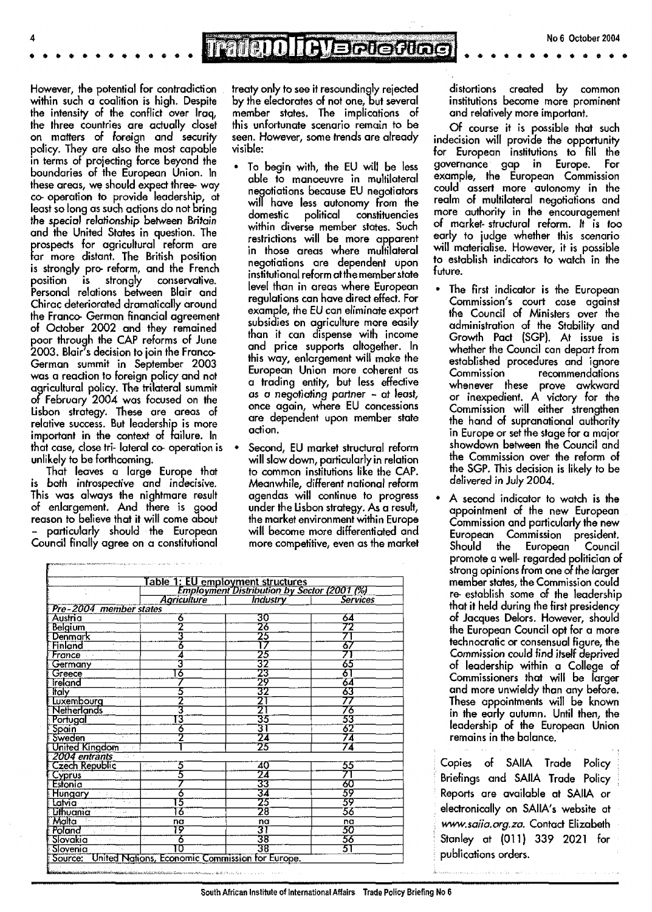However, the potential for contradiction within such a coalition is high. Despite the intensity of the conflict over Iraq, the three countries are actually closet on matters of foreign and security policy. They are also the most capable in terms of projecting force beyond the boundaries of the European Union. In these areas, we should expect three- way co- operation to provide leadership, at least so long as such actions do not bring the special relationship between Britain and the United States in question. The prospects for agricultural reform are far more distant. The British position is strongly pro- reform, and the French position is strongly conservative. Personal relations between Blair and Chirac deteriorated dramatically around the Franco- German financial agreement of October 2002 and they remained poor through the CAP reforms of June 2003. Blair's decision to join the Franco-German summit in September 2003 was a reaction to foreign policy and not agricultural policy. The trilateral summit of February 2004 was focused on the Lisbon strategy. These are areas of relative success. But leadership is more important in the context of failure. In that case, close tri- lateral co- operation is unlikely to be forthcoming.

That leaves a large Europe that is both introspective and indecisive. This was always the nightmare result of enlargement. And there is good reason to believe that it will come about – particularly should the European Council finally agree on a constitutional treaty only to see it resoundingly rejected by the electorates of not one, but several member states. The implications of this unfortunate scenario remain to be seen. However, some trends are already visible:

- To begin with, the EU will be less able to manoeuvre in multilateral negotiations because EU negotiators will have less autonomy from the domestic political constituencies within diverse member states. Such restrictions will be more apparent in those areas where multilateral negotiations are dependent upon institutional reform at the member state level than in areas where European regulations can have direct effect. For example, the EU can eliminate export subsidies on agriculture more easily than it can dispense with income and price supports altogether. In this way, enlargement will make the European Union more coherent as a trading entity, but less effective *as a negotiating partner* – at least, once again, where EU concessions are dependent upon member state action.
- Second, EU market structural reform will slow down, particularly in relation to common institutions like the CAP. Meanwhile, different national reform agendas will continue to progress under the Lisbon strategy. As a result, the market environment within Europe will become more differentiated and more competitive, even as the market distortions created by common institutions become more prominent and relatively more important.

Of course it is possible that such indecision will provide the opportunity for European institutions to fill the governance gap in Europe. For example, the European Commission could assert more autonomy in the realm of multilateral negotiations and more authority in the encouragement of market- structural reform. It is too early to judge whether this scenario will materialise. However, it is possible to establish indicators to watch in the future.

- The first indicator is the European Commission's court case against the Council of Ministers over the administration of the Stability and Growth Pact (SGP). At issue is whether the Council can depart from established procedures and ignore Commission recommendations whenever these prove awkward or inexpedient. A victory for the Commission will either strengthen the hand of supranational authority in Europe or set the stage for a major showdown between the Council and the Commission over the reform of the SGP. This decision is likely to be delivered in July 2004.
- A second indicator to watch is the appointment of the new European Commission and particularly the new European Commission president. Should the European Council promote a well- regarded politician of strong opinions from one of the larger member states, the Commission could re- establish some of the leadership that it held during the first presidency of Jacques Delors. However, should the European Council opt for a more technocratic or consensual figure, the Commission could find itself deprived of leadership within a College of Commissioners that will be larger and more unwieldy than any before. These appointments will be known in the early autumn. Until then, the leadership of the European Union remains in the balance.

**Table 1: EU employment structures**

| | *Employment Distribution by Sector (2001 (%)* | | |
|---|---|---|---|
| | *Agriculture* | *Industry* | *Services* |
| *Pre-2004 member states* | | | |
| Austria | 6 | 30 | 64 |
| Belgium | 2 | 26 | 72 |
| Denmark | 3 | 25 | 71 |
| Finland | 6 | 17 | 67 |
| France | 4 | 25 | 71 |
| Germany | 3 | 32 | 65 |
| Greece | 16 | 23 | 61 |
| Ireland | 7 | 29 | 64 |
| Italy | 5 | 32 | 63 |
| Luxembourg | 2 | 21 | 77 |
| Netherlands | 3 | 21 | 76 |
| Portugal | 13 | 35 | 53 |
| Spain | 6 | 31 | 62 |
| Sweden | 2 | 24 | 74 |
| United Kingdom | 1 | 25 | 74 |
| *2004 entrants* | | | |
| Czech Republic | 5 | 40 | 55 |
| Cyprus | 5 | 24 | 71 |
| Estonia | 7 | 33 | 60 |
| Hungary | 6 | 34 | 59 |
| Latvia | 15 | 25 | 59 |
| Lithuania | 16 | 28 | 56 |
| Malta | na | na | na |
| Poland | 19 | 31 | 50 |
| Slovakia | 6 | 38 | 56 |
| Slovenia | 10 | 38 | 51 |

Source: United Nations, Economic Commission for Europe.

Copies of SAIIA Trade Policy Briefings and SAIIA Trade Policy Reports are available at SAIIA or electronically on SAIIA's website at www.saiia.org.za. Contact Elizabeth Stanley at (011) 339 2021 for publications orders.